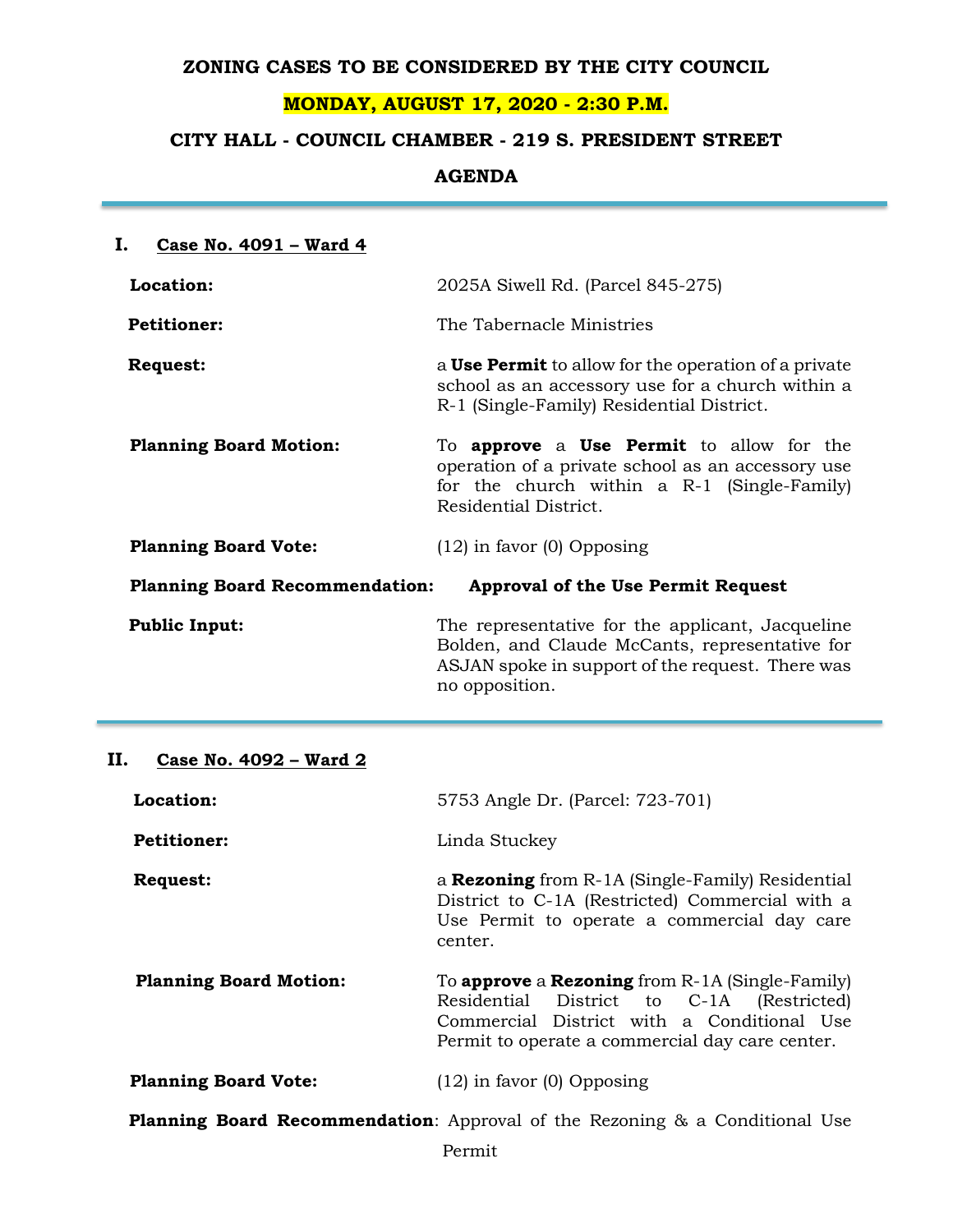# ZONING CASES TO BE CONSIDERED BY THE CITY COUNCIL

## MONDAY, AUGUST 17, 2020 - 2:30 P.M.

## CITY HALL - COUNCIL CHAMBER - 219 S. PRESIDENT STREET

## AGENDA

---

### I. Case No. 4091 – Ward 4

**Location:** 2025A Siwell Rd. (Parcel 845-275)

**Petitioner:** The Tabernacle Ministries

**Request:** a **Use Permit** to allow for the operation of a private school as an accessory use for a church within a R-1 (Single-Family) Residential District.

**Planning Board Motion:** To **approve** a **Use Permit** to allow for the operation of a private school as an accessory use for the church within a R-1 (Single-Family) Residential District.

**Planning Board Vote:** (12) in favor (0) Opposing

**Planning Board Recommendation:** **Approval of the Use Permit Request**

**Public Input:** The representative for the applicant, Jacqueline Bolden, and Claude McCants, representative for ASJAN spoke in support of the request. There was no opposition.

---

### II. Case No. 4092 – Ward 2

**Location:** 5753 Angle Dr. (Parcel: 723-701)

**Petitioner:** Linda Stuckey

**Request:** a **Rezoning** from R-1A (Single-Family) Residential District to C-1A (Restricted) Commercial with a Use Permit to operate a commercial day care center.

**Planning Board Motion:** To **approve** a **Rezoning** from R-1A (Single-Family) Residential District to C-1A (Restricted) Commercial District with a Conditional Use Permit to operate a commercial day care center.

**Planning Board Vote:** (12) in favor (0) Opposing

**Planning Board Recommendation**: Approval of the Rezoning & a Conditional Use Permit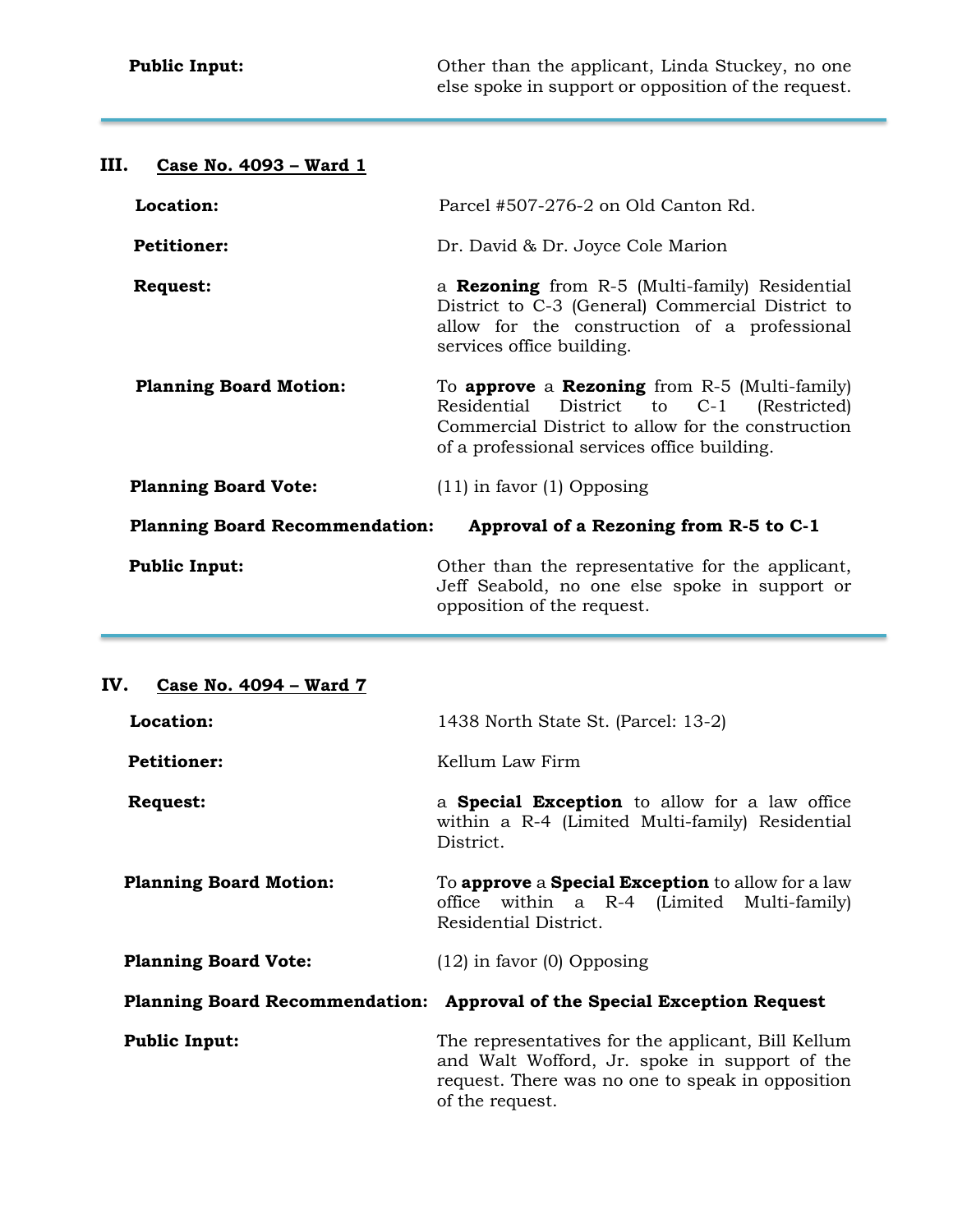**Public Input:** Other than the applicant, Linda Stuckey, no one else spoke in support or opposition of the request.

---

## III. Case No. 4093 – Ward 1

**Location:** Parcel #507-276-2 on Old Canton Rd.

**Petitioner:** Dr. David & Dr. Joyce Cole Marion

**Request:** a **Rezoning** from R-5 (Multi-family) Residential District to C-3 (General) Commercial District to allow for the construction of a professional services office building.

**Planning Board Motion:** To **approve** a **Rezoning** from R-5 (Multi-family) Residential District to C-1 (Restricted) Commercial District to allow for the construction of a professional services office building.

**Planning Board Vote:** (11) in favor (1) Opposing

**Planning Board Recommendation:** **Approval of a Rezoning from R-5 to C-1**

**Public Input:** Other than the representative for the applicant, Jeff Seabold, no one else spoke in support or opposition of the request.

---

## IV. Case No. 4094 – Ward 7

**Location:** 1438 North State St. (Parcel: 13-2)

**Petitioner:** Kellum Law Firm

**Request:** a **Special Exception** to allow for a law office within a R-4 (Limited Multi-family) Residential District.

**Planning Board Motion:** To **approve** a **Special Exception** to allow for a law office within a R-4 (Limited Multi-family) Residential District.

**Planning Board Vote:** (12) in favor (0) Opposing

**Planning Board Recommendation:** **Approval of the Special Exception Request**

**Public Input:** The representatives for the applicant, Bill Kellum and Walt Wofford, Jr. spoke in support of the request. There was no one to speak in opposition of the request.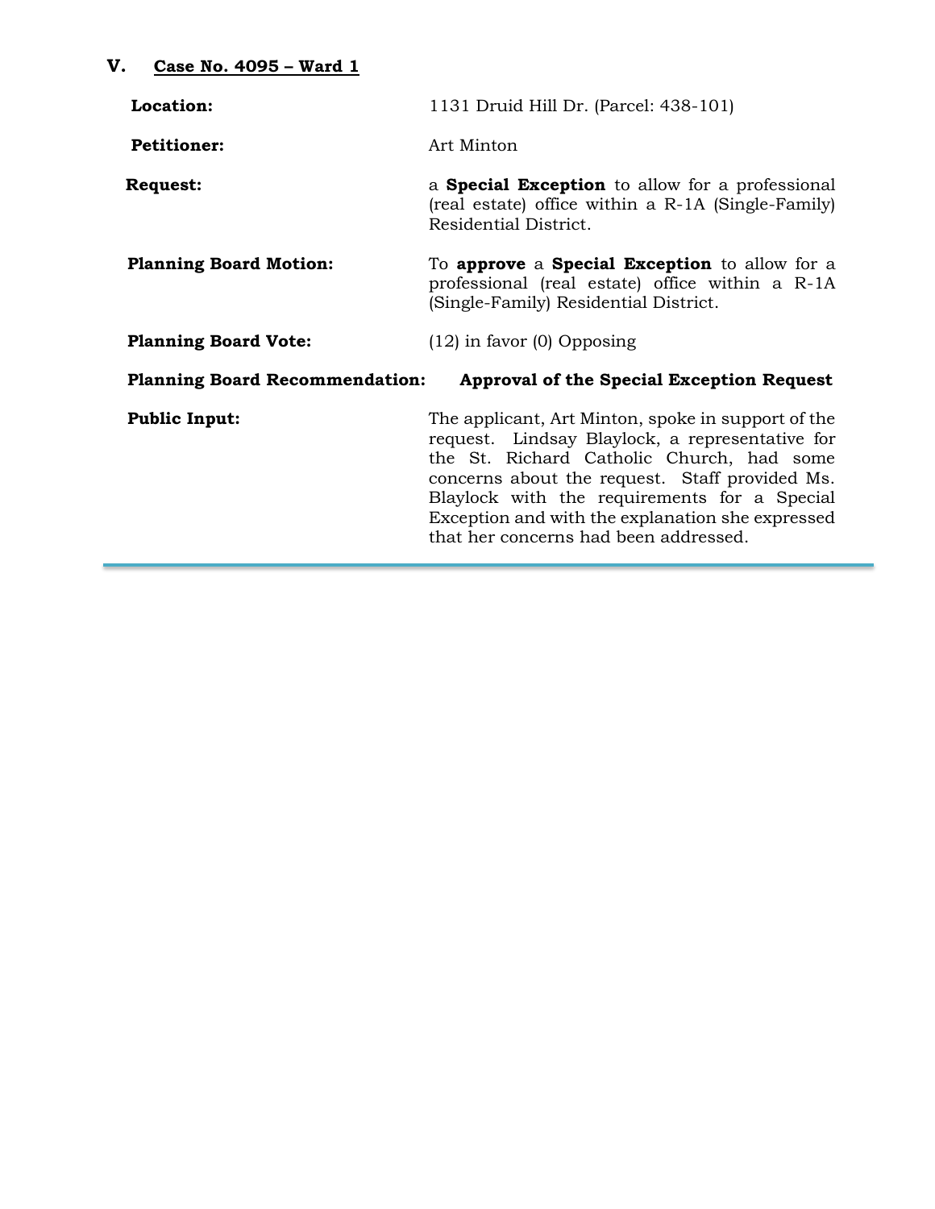## V. Case No. 4095 – Ward 1

| | |
|---|---|
| **Location:** | 1131 Druid Hill Dr. (Parcel: 438-101) |
| **Petitioner:** | Art Minton |
| **Request:** | a **Special Exception** to allow for a professional (real estate) office within a R-1A (Single-Family) Residential District. |
| **Planning Board Motion:** | To **approve** a **Special Exception** to allow for a professional (real estate) office within a R-1A (Single-Family) Residential District. |
| **Planning Board Vote:** | (12) in favor (0) Opposing |
| **Planning Board Recommendation:** | **Approval of the Special Exception Request** |
| **Public Input:** | The applicant, Art Minton, spoke in support of the request. Lindsay Blaylock, a representative for the St. Richard Catholic Church, had some concerns about the request. Staff provided Ms. Blaylock with the requirements for a Special Exception and with the explanation she expressed that her concerns had been addressed. |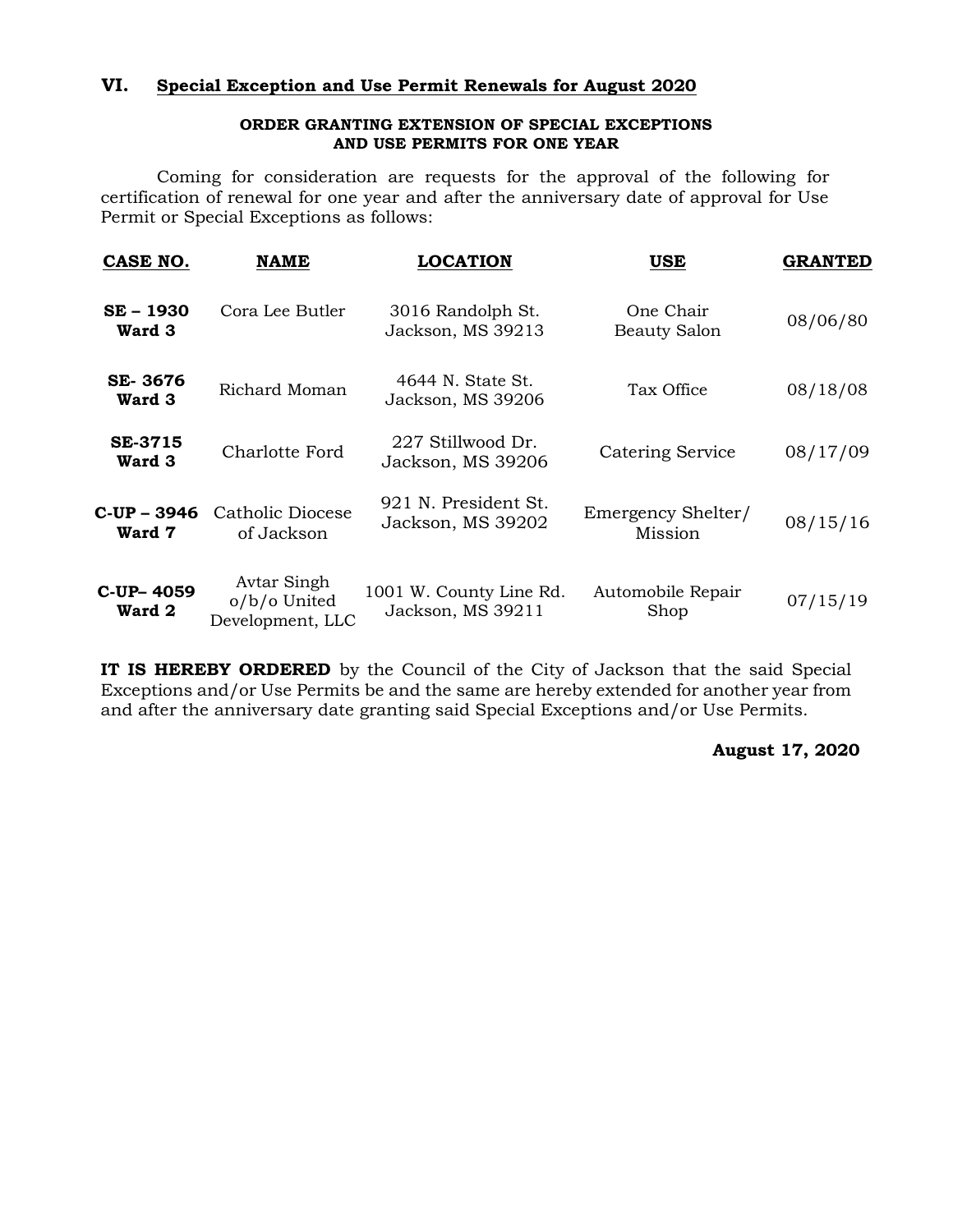## VI. Special Exception and Use Permit Renewals for August 2020

**ORDER GRANTING EXTENSION OF SPECIAL EXCEPTIONS AND USE PERMITS FOR ONE YEAR**

Coming for consideration are requests for the approval of the following for certification of renewal for one year and after the anniversary date of approval for Use Permit or Special Exceptions as follows:

| CASE NO. | NAME | LOCATION | USE | GRANTED |
|---|---|---|---|---|
| **SE – 1930 Ward 3** | Cora Lee Butler | 3016 Randolph St. Jackson, MS 39213 | One Chair Beauty Salon | 08/06/80 |
| **SE- 3676 Ward 3** | Richard Moman | 4644 N. State St. Jackson, MS 39206 | Tax Office | 08/18/08 |
| **SE-3715 Ward 3** | Charlotte Ford | 227 Stillwood Dr. Jackson, MS 39206 | Catering Service | 08/17/09 |
| **C-UP – 3946 Ward 7** | Catholic Diocese of Jackson | 921 N. President St. Jackson, MS 39202 | Emergency Shelter/ Mission | 08/15/16 |
| **C-UP– 4059 Ward 2** | Avtar Singh o/b/o United Development, LLC | 1001 W. County Line Rd. Jackson, MS 39211 | Automobile Repair Shop | 07/15/19 |

**IT IS HEREBY ORDERED** by the Council of the City of Jackson that the said Special Exceptions and/or Use Permits be and the same are hereby extended for another year from and after the anniversary date granting said Special Exceptions and/or Use Permits.

**August 17, 2020**